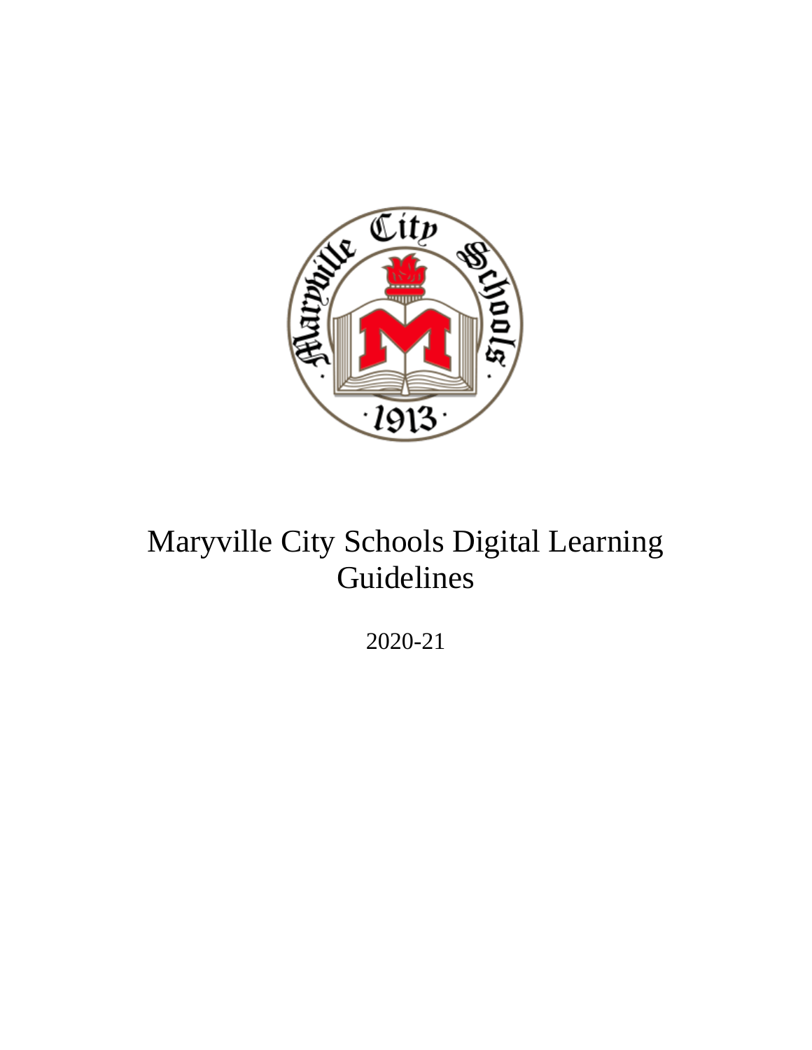# Maryville City Schools Digital Learning Guidelines

2020-21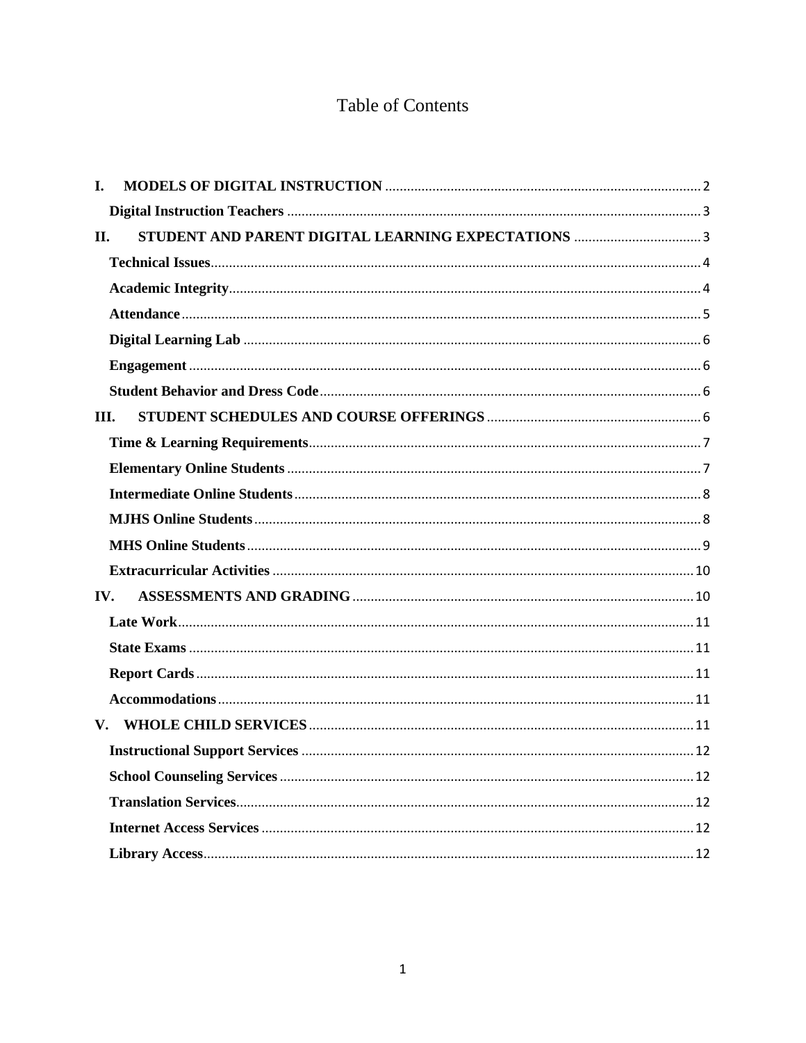# Table of Contents

I. MODELS OF DIGITAL INSTRUCTION ... 2

- Digital Instruction Teachers ... 3

II. STUDENT AND PARENT DIGITAL LEARNING EXPECTATIONS ... 3

- Technical Issues ... 4
- Academic Integrity ... 4
- Attendance ... 5
- Digital Learning Lab ... 6
- Engagement ... 6
- Student Behavior and Dress Code ... 6

III. STUDENT SCHEDULES AND COURSE OFFERINGS ... 6

- Time & Learning Requirements ... 7
- Elementary Online Students ... 7
- Intermediate Online Students ... 8
- MJHS Online Students ... 8
- MHS Online Students ... 9
- Extracurricular Activities ... 10

IV. ASSESSMENTS AND GRADING ... 10

- Late Work ... 11
- State Exams ... 11
- Report Cards ... 11
- Accommodations ... 11

V. WHOLE CHILD SERVICES ... 11

- Instructional Support Services ... 12
- School Counseling Services ... 12
- Translation Services ... 12
- Internet Access Services ... 12
- Library Access ... 12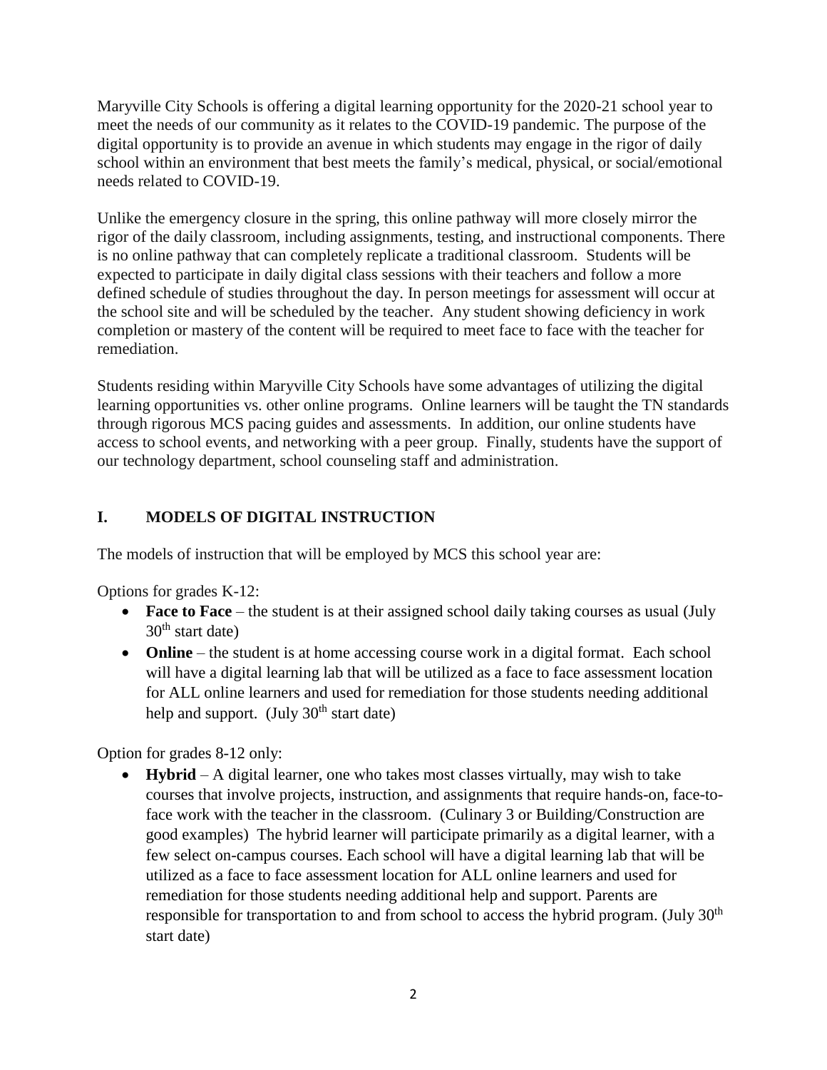Maryville City Schools is offering a digital learning opportunity for the 2020-21 school year to meet the needs of our community as it relates to the COVID-19 pandemic. The purpose of the digital opportunity is to provide an avenue in which students may engage in the rigor of daily school within an environment that best meets the family's medical, physical, or social/emotional needs related to COVID-19.

Unlike the emergency closure in the spring, this online pathway will more closely mirror the rigor of the daily classroom, including assignments, testing, and instructional components. There is no online pathway that can completely replicate a traditional classroom. Students will be expected to participate in daily digital class sessions with their teachers and follow a more defined schedule of studies throughout the day. In person meetings for assessment will occur at the school site and will be scheduled by the teacher. Any student showing deficiency in work completion or mastery of the content will be required to meet face to face with the teacher for remediation.

Students residing within Maryville City Schools have some advantages of utilizing the digital learning opportunities vs. other online programs. Online learners will be taught the TN standards through rigorous MCS pacing guides and assessments. In addition, our online students have access to school events, and networking with a peer group. Finally, students have the support of our technology department, school counseling staff and administration.

## I. MODELS OF DIGITAL INSTRUCTION

The models of instruction that will be employed by MCS this school year are:

Options for grades K-12:

- **Face to Face** – the student is at their assigned school daily taking courses as usual (July 30th start date)
- **Online** – the student is at home accessing course work in a digital format. Each school will have a digital learning lab that will be utilized as a face to face assessment location for ALL online learners and used for remediation for those students needing additional help and support. (July 30th start date)

Option for grades 8-12 only:

- **Hybrid** – A digital learner, one who takes most classes virtually, may wish to take courses that involve projects, instruction, and assignments that require hands-on, face-to-face work with the teacher in the classroom. (Culinary 3 or Building/Construction are good examples) The hybrid learner will participate primarily as a digital learner, with a few select on-campus courses. Each school will have a digital learning lab that will be utilized as a face to face assessment location for ALL online learners and used for remediation for those students needing additional help and support. Parents are responsible for transportation to and from school to access the hybrid program. (July 30th start date)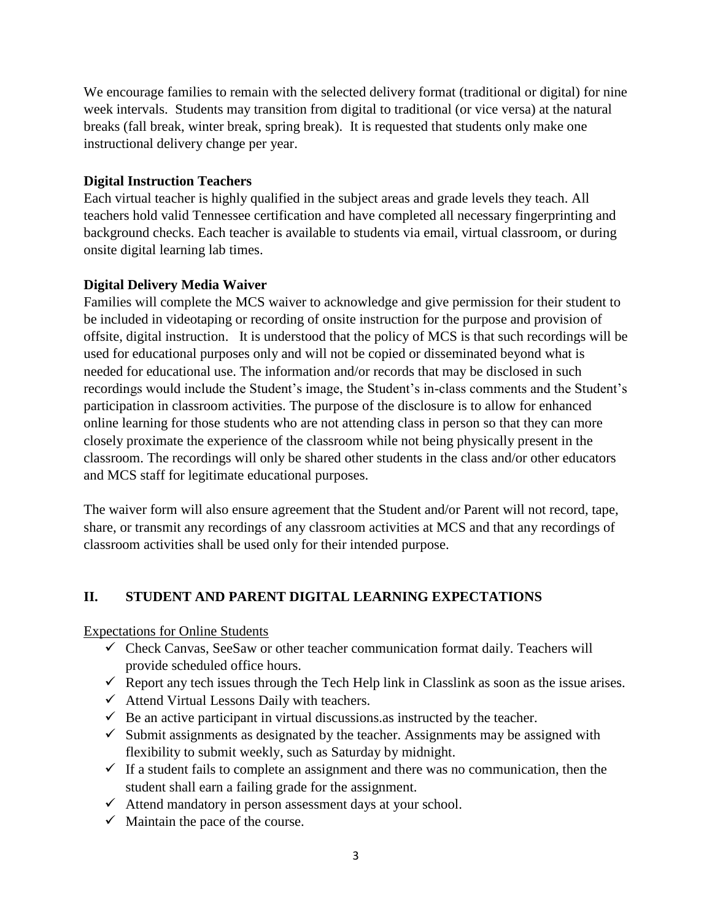We encourage families to remain with the selected delivery format (traditional or digital) for nine week intervals. Students may transition from digital to traditional (or vice versa) at the natural breaks (fall break, winter break, spring break). It is requested that students only make one instructional delivery change per year.

**Digital Instruction Teachers**

Each virtual teacher is highly qualified in the subject areas and grade levels they teach. All teachers hold valid Tennessee certification and have completed all necessary fingerprinting and background checks. Each teacher is available to students via email, virtual classroom, or during onsite digital learning lab times.

**Digital Delivery Media Waiver**

Families will complete the MCS waiver to acknowledge and give permission for their student to be included in videotaping or recording of onsite instruction for the purpose and provision of offsite, digital instruction. It is understood that the policy of MCS is that such recordings will be used for educational purposes only and will not be copied or disseminated beyond what is needed for educational use. The information and/or records that may be disclosed in such recordings would include the Student's image, the Student's in-class comments and the Student's participation in classroom activities. The purpose of the disclosure is to allow for enhanced online learning for those students who are not attending class in person so that they can more closely proximate the experience of the classroom while not being physically present in the classroom. The recordings will only be shared other students in the class and/or other educators and MCS staff for legitimate educational purposes.

The waiver form will also ensure agreement that the Student and/or Parent will not record, tape, share, or transmit any recordings of any classroom activities at MCS and that any recordings of classroom activities shall be used only for their intended purpose.

## II. STUDENT AND PARENT DIGITAL LEARNING EXPECTATIONS

Expectations for Online Students

- ✓ Check Canvas, SeeSaw or other teacher communication format daily. Teachers will provide scheduled office hours.
- ✓ Report any tech issues through the Tech Help link in Classlink as soon as the issue arises.
- ✓ Attend Virtual Lessons Daily with teachers.
- ✓ Be an active participant in virtual discussions.as instructed by the teacher.
- ✓ Submit assignments as designated by the teacher. Assignments may be assigned with flexibility to submit weekly, such as Saturday by midnight.
- ✓ If a student fails to complete an assignment and there was no communication, then the student shall earn a failing grade for the assignment.
- ✓ Attend mandatory in person assessment days at your school.
- ✓ Maintain the pace of the course.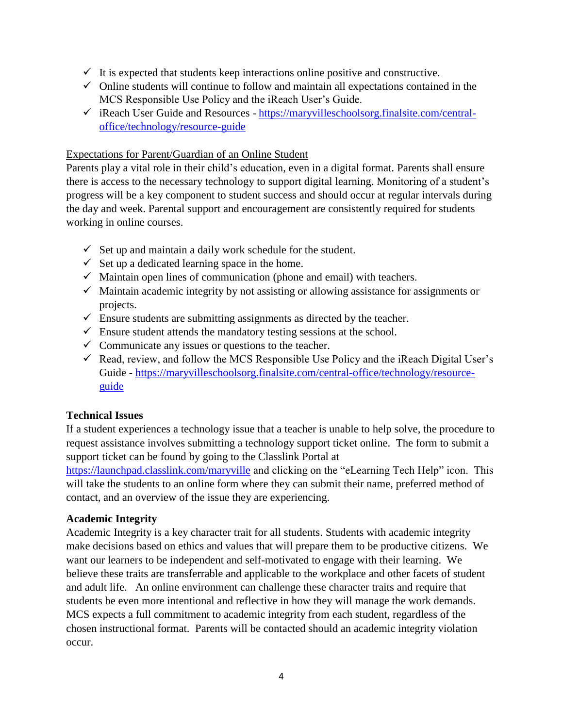- ✓ It is expected that students keep interactions online positive and constructive.
- ✓ Online students will continue to follow and maintain all expectations contained in the MCS Responsible Use Policy and the iReach User's Guide.
- ✓ iReach User Guide and Resources - [https://maryvilleschoolsorg.finalsite.com/central-office/technology/resource-guide](https://maryvilleschoolsorg.finalsite.com/central-office/technology/resource-guide)

<u>Expectations for Parent/Guardian of an Online Student</u>

Parents play a vital role in their child's education, even in a digital format. Parents shall ensure there is access to the necessary technology to support digital learning. Monitoring of a student's progress will be a key component to student success and should occur at regular intervals during the day and week. Parental support and encouragement are consistently required for students working in online courses.

- ✓ Set up and maintain a daily work schedule for the student.
- ✓ Set up a dedicated learning space in the home.
- ✓ Maintain open lines of communication (phone and email) with teachers.
- ✓ Maintain academic integrity by not assisting or allowing assistance for assignments or projects.
- ✓ Ensure students are submitting assignments as directed by the teacher.
- ✓ Ensure student attends the mandatory testing sessions at the school.
- ✓ Communicate any issues or questions to the teacher.
- ✓ Read, review, and follow the MCS Responsible Use Policy and the iReach Digital User's Guide - [https://maryvilleschoolsorg.finalsite.com/central-office/technology/resource-guide](https://maryvilleschoolsorg.finalsite.com/central-office/technology/resource-guide)

**Technical Issues**

If a student experiences a technology issue that a teacher is unable to help solve, the procedure to request assistance involves submitting a technology support ticket online. The form to submit a support ticket can be found by going to the Classlink Portal at [https://launchpad.classlink.com/maryville](https://launchpad.classlink.com/maryville) and clicking on the "eLearning Tech Help" icon. This will take the students to an online form where they can submit their name, preferred method of contact, and an overview of the issue they are experiencing.

**Academic Integrity**

Academic Integrity is a key character trait for all students. Students with academic integrity make decisions based on ethics and values that will prepare them to be productive citizens. We want our learners to be independent and self-motivated to engage with their learning. We believe these traits are transferrable and applicable to the workplace and other facets of student and adult life. An online environment can challenge these character traits and require that students be even more intentional and reflective in how they will manage the work demands. MCS expects a full commitment to academic integrity from each student, regardless of the chosen instructional format. Parents will be contacted should an academic integrity violation occur.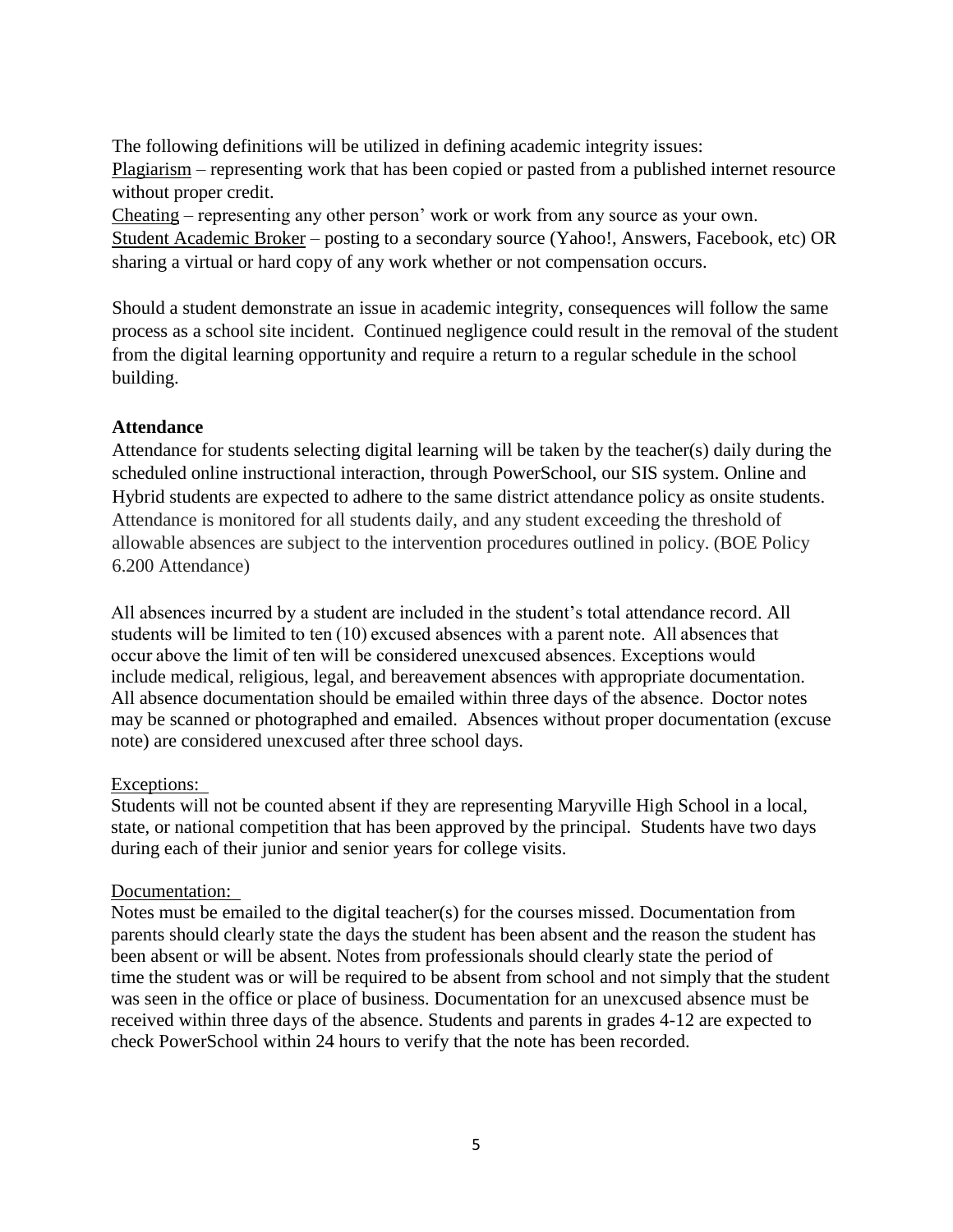The following definitions will be utilized in defining academic integrity issues:

Plagiarism – representing work that has been copied or pasted from a published internet resource without proper credit.

Cheating – representing any other person' work or work from any source as your own.

Student Academic Broker – posting to a secondary source (Yahoo!, Answers, Facebook, etc) OR sharing a virtual or hard copy of any work whether or not compensation occurs.

Should a student demonstrate an issue in academic integrity, consequences will follow the same process as a school site incident. Continued negligence could result in the removal of the student from the digital learning opportunity and require a return to a regular schedule in the school building.

**Attendance**

Attendance for students selecting digital learning will be taken by the teacher(s) daily during the scheduled online instructional interaction, through PowerSchool, our SIS system. Online and Hybrid students are expected to adhere to the same district attendance policy as onsite students. Attendance is monitored for all students daily, and any student exceeding the threshold of allowable absences are subject to the intervention procedures outlined in policy. (BOE Policy 6.200 Attendance)

All absences incurred by a student are included in the student's total attendance record. All students will be limited to ten (10) excused absences with a parent note. All absences that occur above the limit of ten will be considered unexcused absences. Exceptions would include medical, religious, legal, and bereavement absences with appropriate documentation. All absence documentation should be emailed within three days of the absence. Doctor notes may be scanned or photographed and emailed. Absences without proper documentation (excuse note) are considered unexcused after three school days.

Exceptions:

Students will not be counted absent if they are representing Maryville High School in a local, state, or national competition that has been approved by the principal. Students have two days during each of their junior and senior years for college visits.

Documentation:

Notes must be emailed to the digital teacher(s) for the courses missed. Documentation from parents should clearly state the days the student has been absent and the reason the student has been absent or will be absent. Notes from professionals should clearly state the period of time the student was or will be required to be absent from school and not simply that the student was seen in the office or place of business. Documentation for an unexcused absence must be received within three days of the absence. Students and parents in grades 4-12 are expected to check PowerSchool within 24 hours to verify that the note has been recorded.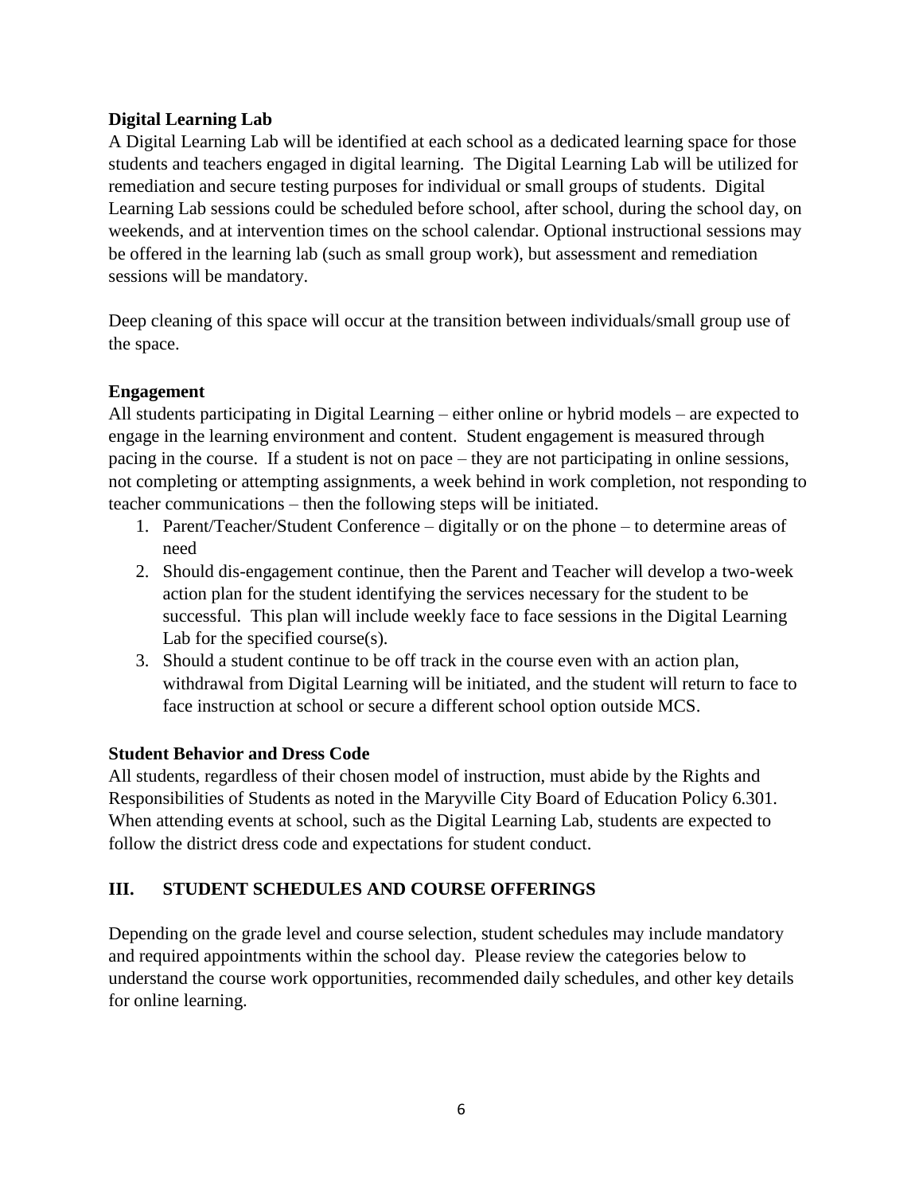**Digital Learning Lab**

A Digital Learning Lab will be identified at each school as a dedicated learning space for those students and teachers engaged in digital learning. The Digital Learning Lab will be utilized for remediation and secure testing purposes for individual or small groups of students. Digital Learning Lab sessions could be scheduled before school, after school, during the school day, on weekends, and at intervention times on the school calendar. Optional instructional sessions may be offered in the learning lab (such as small group work), but assessment and remediation sessions will be mandatory.

Deep cleaning of this space will occur at the transition between individuals/small group use of the space.

**Engagement**

All students participating in Digital Learning – either online or hybrid models – are expected to engage in the learning environment and content. Student engagement is measured through pacing in the course. If a student is not on pace – they are not participating in online sessions, not completing or attempting assignments, a week behind in work completion, not responding to teacher communications – then the following steps will be initiated.

1. Parent/Teacher/Student Conference – digitally or on the phone – to determine areas of need
2. Should dis-engagement continue, then the Parent and Teacher will develop a two-week action plan for the student identifying the services necessary for the student to be successful. This plan will include weekly face to face sessions in the Digital Learning Lab for the specified course(s).
3. Should a student continue to be off track in the course even with an action plan, withdrawal from Digital Learning will be initiated, and the student will return to face to face instruction at school or secure a different school option outside MCS.

**Student Behavior and Dress Code**

All students, regardless of their chosen model of instruction, must abide by the Rights and Responsibilities of Students as noted in the Maryville City Board of Education Policy 6.301. When attending events at school, such as the Digital Learning Lab, students are expected to follow the district dress code and expectations for student conduct.

## III. STUDENT SCHEDULES AND COURSE OFFERINGS

Depending on the grade level and course selection, student schedules may include mandatory and required appointments within the school day. Please review the categories below to understand the course work opportunities, recommended daily schedules, and other key details for online learning.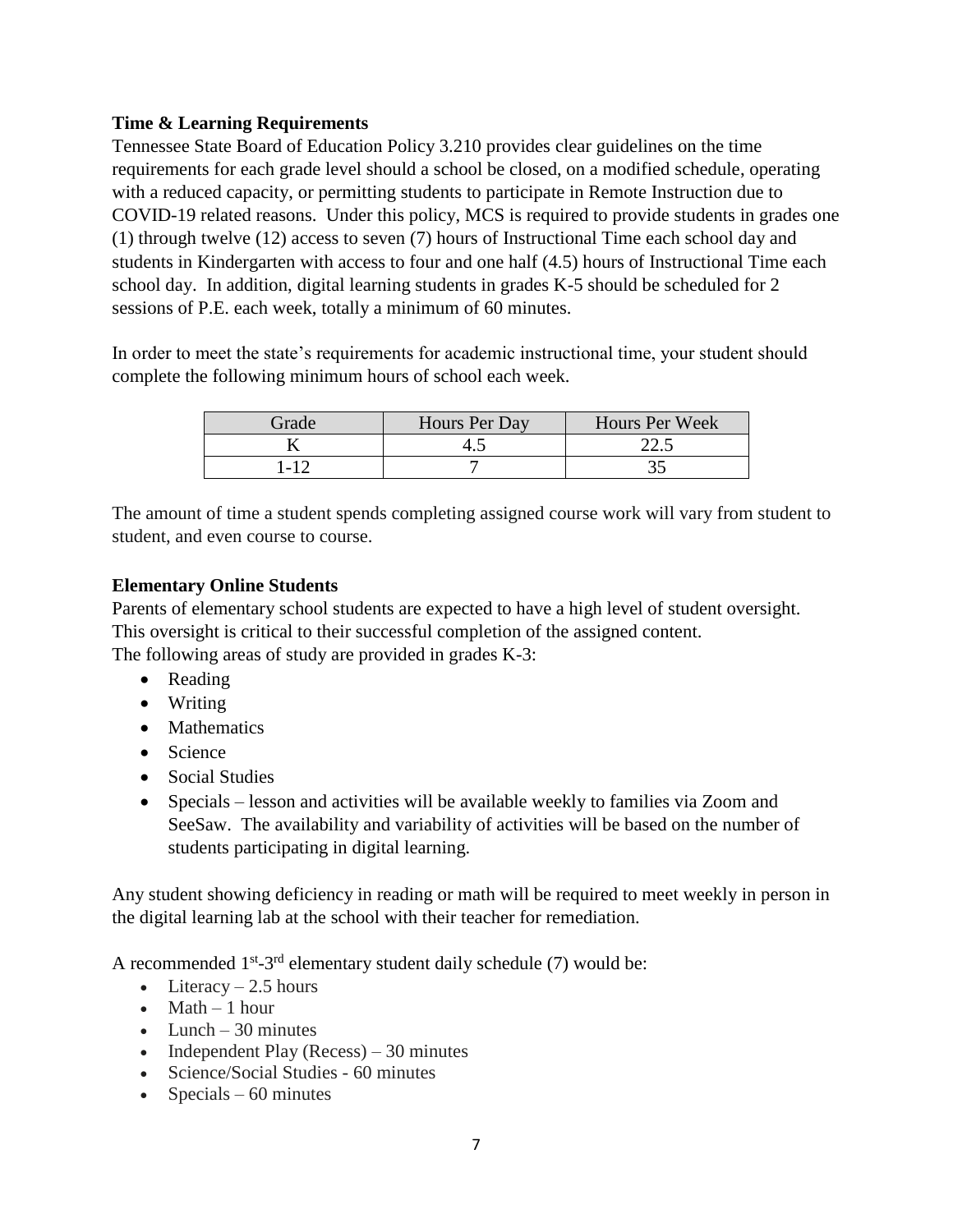**Time & Learning Requirements**

Tennessee State Board of Education Policy 3.210 provides clear guidelines on the time requirements for each grade level should a school be closed, on a modified schedule, operating with a reduced capacity, or permitting students to participate in Remote Instruction due to COVID-19 related reasons. Under this policy, MCS is required to provide students in grades one (1) through twelve (12) access to seven (7) hours of Instructional Time each school day and students in Kindergarten with access to four and one half (4.5) hours of Instructional Time each school day. In addition, digital learning students in grades K-5 should be scheduled for 2 sessions of P.E. each week, totally a minimum of 60 minutes.

In order to meet the state's requirements for academic instructional time, your student should complete the following minimum hours of school each week.

| Grade | Hours Per Day | Hours Per Week |
|---|---|---|
| K | 4.5 | 22.5 |
| 1-12 | 7 | 35 |

The amount of time a student spends completing assigned course work will vary from student to student, and even course to course.

**Elementary Online Students**

Parents of elementary school students are expected to have a high level of student oversight. This oversight is critical to their successful completion of the assigned content.
The following areas of study are provided in grades K-3:

- Reading
- Writing
- Mathematics
- Science
- Social Studies
- Specials – lesson and activities will be available weekly to families via Zoom and SeeSaw. The availability and variability of activities will be based on the number of students participating in digital learning.

Any student showing deficiency in reading or math will be required to meet weekly in person in the digital learning lab at the school with their teacher for remediation.

A recommended 1st-3rd elementary student daily schedule (7) would be:

- Literacy – 2.5 hours
- Math – 1 hour
- Lunch – 30 minutes
- Independent Play (Recess) – 30 minutes
- Science/Social Studies - 60 minutes
- Specials – 60 minutes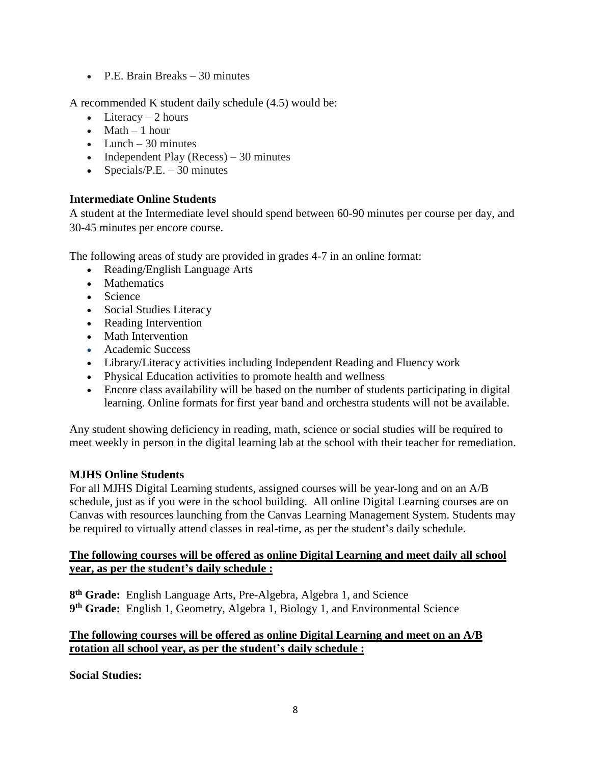- P.E. Brain Breaks – 30 minutes

A recommended K student daily schedule (4.5) would be:

- Literacy – 2 hours
- Math – 1 hour
- Lunch – 30 minutes
- Independent Play (Recess) – 30 minutes
- Specials/P.E. – 30 minutes

### Intermediate Online Students

A student at the Intermediate level should spend between 60-90 minutes per course per day, and 30-45 minutes per encore course.

The following areas of study are provided in grades 4-7 in an online format:

- Reading/English Language Arts
- Mathematics
- Science
- Social Studies Literacy
- Reading Intervention
- Math Intervention
- Academic Success
- Library/Literacy activities including Independent Reading and Fluency work
- Physical Education activities to promote health and wellness
- Encore class availability will be based on the number of students participating in digital learning. Online formats for first year band and orchestra students will not be available.

Any student showing deficiency in reading, math, science or social studies will be required to meet weekly in person in the digital learning lab at the school with their teacher for remediation.

### MJHS Online Students

For all MJHS Digital Learning students, assigned courses will be year-long and on an A/B schedule, just as if you were in the school building. All online Digital Learning courses are on Canvas with resources launching from the Canvas Learning Management System. Students may be required to virtually attend classes in real-time, as per the student's daily schedule.

**The following courses will be offered as online Digital Learning and meet daily all school year, as per the student's daily schedule :**

**8th Grade:** English Language Arts, Pre-Algebra, Algebra 1, and Science
**9th Grade:** English 1, Geometry, Algebra 1, Biology 1, and Environmental Science

**The following courses will be offered as online Digital Learning and meet on an A/B rotation all school year, as per the student's daily schedule :**

**Social Studies:**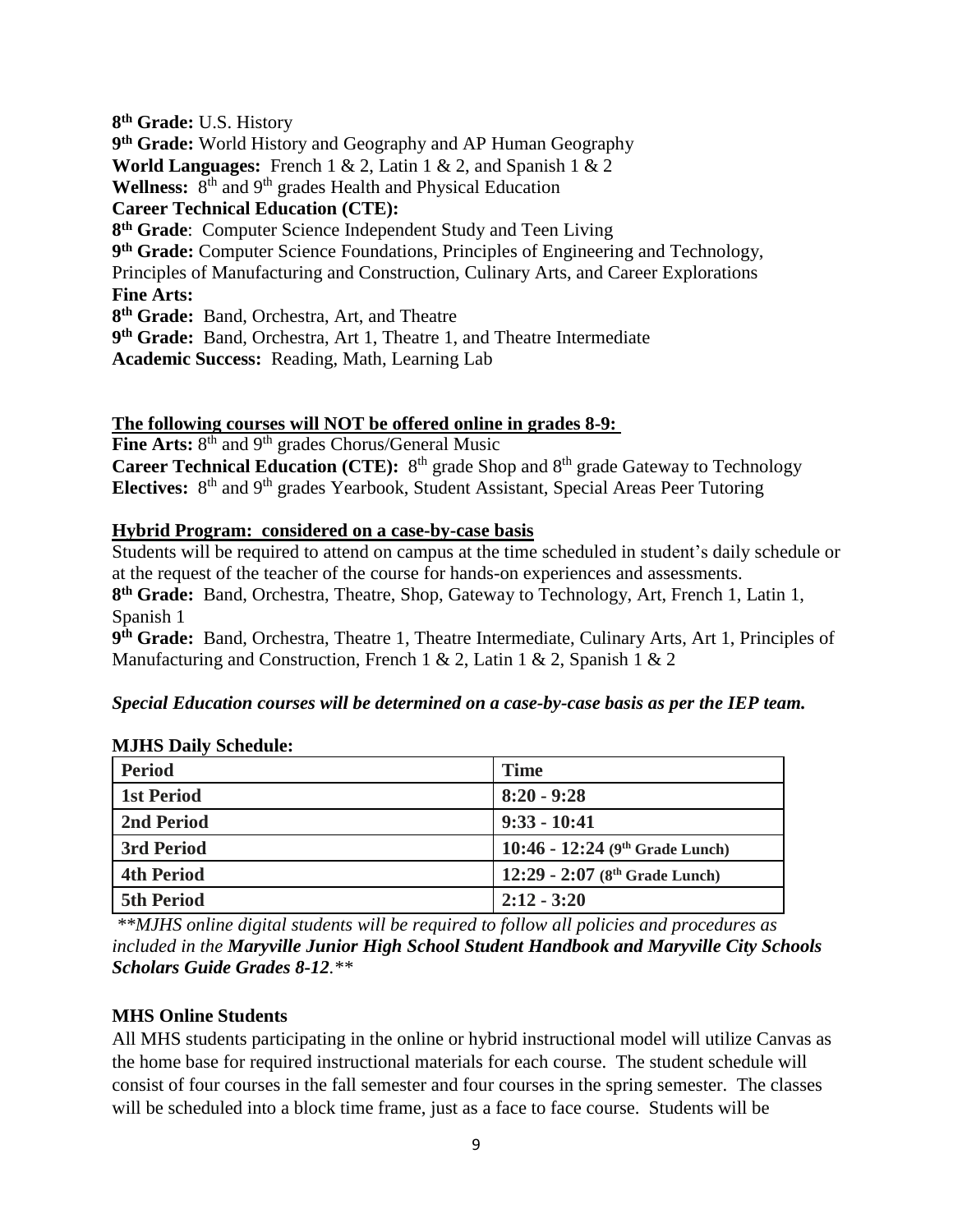**8th Grade:** U.S. History
**9th Grade:** World History and Geography and AP Human Geography
**World Languages:** French 1 & 2, Latin 1 & 2, and Spanish 1 & 2
**Wellness:** 8th and 9th grades Health and Physical Education
**Career Technical Education (CTE):**
**8th Grade**: Computer Science Independent Study and Teen Living
**9th Grade:** Computer Science Foundations, Principles of Engineering and Technology, Principles of Manufacturing and Construction, Culinary Arts, and Career Explorations
**Fine Arts:**
**8th Grade:** Band, Orchestra, Art, and Theatre
**9th Grade:** Band, Orchestra, Art 1, Theatre 1, and Theatre Intermediate
**Academic Success:** Reading, Math, Learning Lab

**The following courses will NOT be offered online in grades 8-9:**
**Fine Arts:** 8th and 9th grades Chorus/General Music
**Career Technical Education (CTE):** 8th grade Shop and 8th grade Gateway to Technology
**Electives:** 8th and 9th grades Yearbook, Student Assistant, Special Areas Peer Tutoring

**Hybrid Program: considered on a case-by-case basis**
Students will be required to attend on campus at the time scheduled in student's daily schedule or at the request of the teacher of the course for hands-on experiences and assessments.
**8th Grade:** Band, Orchestra, Theatre, Shop, Gateway to Technology, Art, French 1, Latin 1, Spanish 1
**9th Grade:** Band, Orchestra, Theatre 1, Theatre Intermediate, Culinary Arts, Art 1, Principles of Manufacturing and Construction, French 1 & 2, Latin 1 & 2, Spanish 1 & 2

***Special Education courses will be determined on a case-by-case basis as per the IEP team.***

**MJHS Daily Schedule:**

| Period | Time |
|---|---|
| 1st Period | 8:20 - 9:28 |
| 2nd Period | 9:33 - 10:41 |
| 3rd Period | 10:46 - 12:24 (9th Grade Lunch) |
| 4th Period | 12:29 - 2:07 (8th Grade Lunch) |
| 5th Period | 2:12 - 3:20 |

*\*\*MJHS online digital students will be required to follow all policies and procedures as included in the **Maryville Junior High School Student Handbook and Maryville City Schools Scholars Guide Grades 8-12**.\*\**

**MHS Online Students**
All MHS students participating in the online or hybrid instructional model will utilize Canvas as the home base for required instructional materials for each course. The student schedule will consist of four courses in the fall semester and four courses in the spring semester. The classes will be scheduled into a block time frame, just as a face to face course. Students will be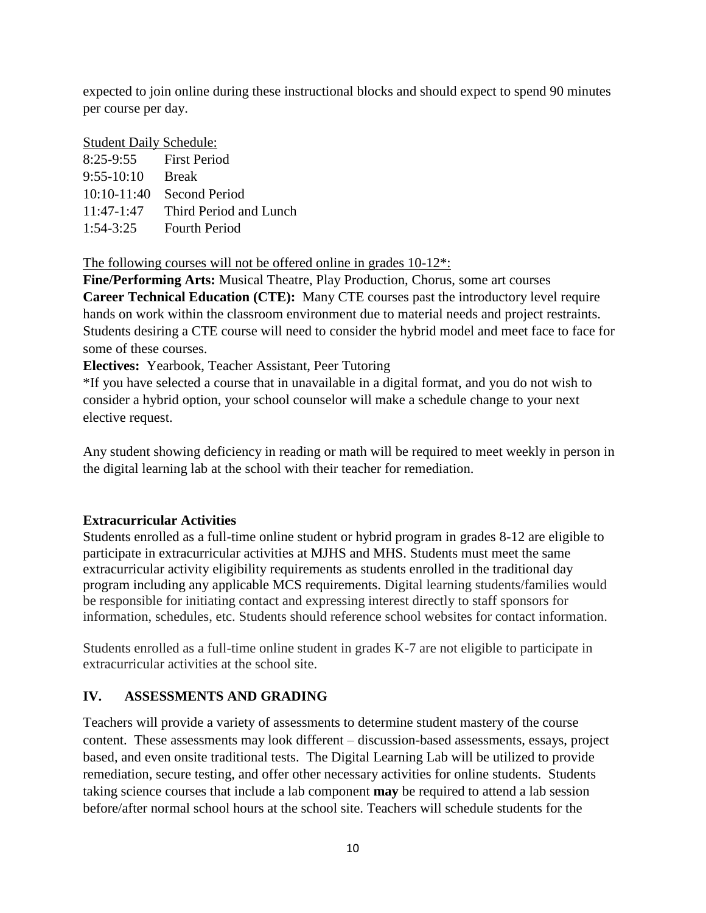expected to join online during these instructional blocks and should expect to spend 90 minutes per course per day.

Student Daily Schedule:

| | |
|---|---|
| 8:25-9:55 | First Period |
| 9:55-10:10 | Break |
| 10:10-11:40 | Second Period |
| 11:47-1:47 | Third Period and Lunch |
| 1:54-3:25 | Fourth Period |

The following courses will not be offered online in grades 10-12*:

**Fine/Performing Arts:** Musical Theatre, Play Production, Chorus, some art courses
**Career Technical Education (CTE):** Many CTE courses past the introductory level require hands on work within the classroom environment due to material needs and project restraints. Students desiring a CTE course will need to consider the hybrid model and meet face to face for some of these courses.
**Electives:** Yearbook, Teacher Assistant, Peer Tutoring
*If you have selected a course that in unavailable in a digital format, and you do not wish to consider a hybrid option, your school counselor will make a schedule change to your next elective request.

Any student showing deficiency in reading or math will be required to meet weekly in person in the digital learning lab at the school with their teacher for remediation.

**Extracurricular Activities**

Students enrolled as a full-time online student or hybrid program in grades 8-12 are eligible to participate in extracurricular activities at MJHS and MHS. Students must meet the same extracurricular activity eligibility requirements as students enrolled in the traditional day program including any applicable MCS requirements. Digital learning students/families would be responsible for initiating contact and expressing interest directly to staff sponsors for information, schedules, etc. Students should reference school websites for contact information.

Students enrolled as a full-time online student in grades K-7 are not eligible to participate in extracurricular activities at the school site.

## IV. ASSESSMENTS AND GRADING

Teachers will provide a variety of assessments to determine student mastery of the course content. These assessments may look different – discussion-based assessments, essays, project based, and even onsite traditional tests. The Digital Learning Lab will be utilized to provide remediation, secure testing, and offer other necessary activities for online students. Students taking science courses that include a lab component **may** be required to attend a lab session before/after normal school hours at the school site. Teachers will schedule students for the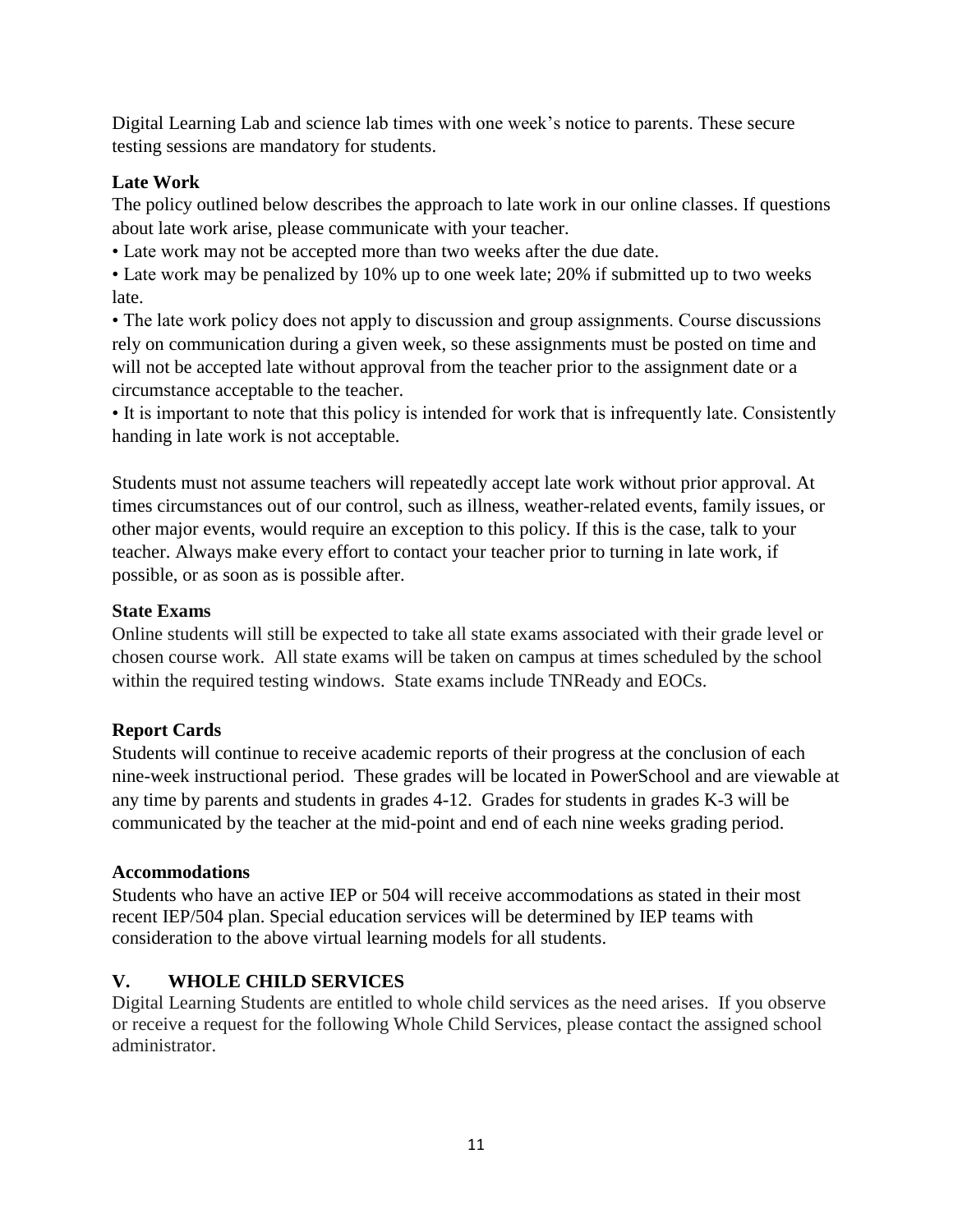Digital Learning Lab and science lab times with one week's notice to parents. These secure testing sessions are mandatory for students.

### Late Work

The policy outlined below describes the approach to late work in our online classes. If questions about late work arise, please communicate with your teacher.

- Late work may not be accepted more than two weeks after the due date.
- Late work may be penalized by 10% up to one week late; 20% if submitted up to two weeks late.
- The late work policy does not apply to discussion and group assignments. Course discussions rely on communication during a given week, so these assignments must be posted on time and will not be accepted late without approval from the teacher prior to the assignment date or a circumstance acceptable to the teacher.
- It is important to note that this policy is intended for work that is infrequently late. Consistently handing in late work is not acceptable.

Students must not assume teachers will repeatedly accept late work without prior approval. At times circumstances out of our control, such as illness, weather-related events, family issues, or other major events, would require an exception to this policy. If this is the case, talk to your teacher. Always make every effort to contact your teacher prior to turning in late work, if possible, or as soon as is possible after.

### State Exams

Online students will still be expected to take all state exams associated with their grade level or chosen course work. All state exams will be taken on campus at times scheduled by the school within the required testing windows. State exams include TNReady and EOCs.

### Report Cards

Students will continue to receive academic reports of their progress at the conclusion of each nine-week instructional period. These grades will be located in PowerSchool and are viewable at any time by parents and students in grades 4-12. Grades for students in grades K-3 will be communicated by the teacher at the mid-point and end of each nine weeks grading period.

### Accommodations

Students who have an active IEP or 504 will receive accommodations as stated in their most recent IEP/504 plan. Special education services will be determined by IEP teams with consideration to the above virtual learning models for all students.

## V. WHOLE CHILD SERVICES

Digital Learning Students are entitled to whole child services as the need arises. If you observe or receive a request for the following Whole Child Services, please contact the assigned school administrator.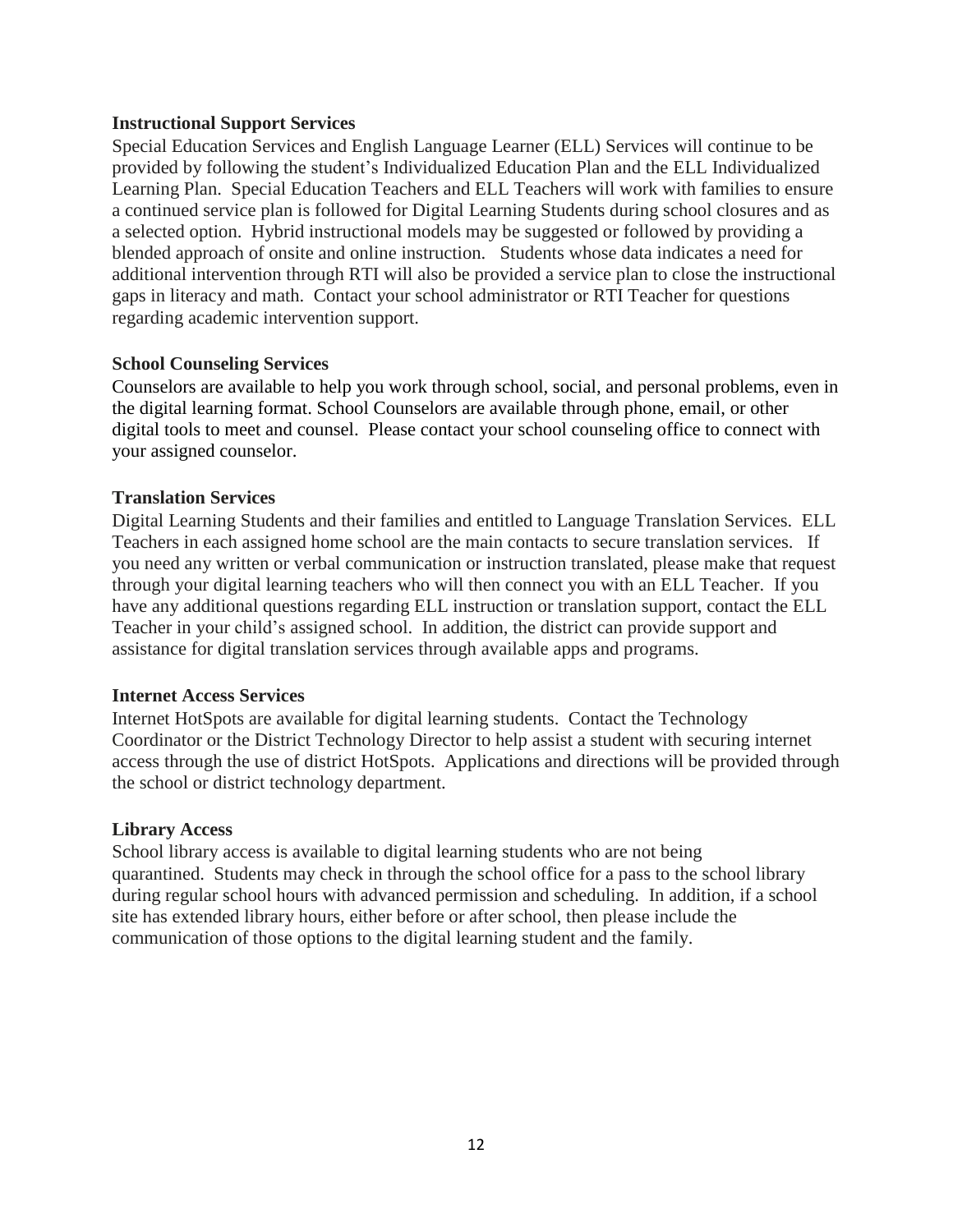**Instructional Support Services**

Special Education Services and English Language Learner (ELL) Services will continue to be provided by following the student's Individualized Education Plan and the ELL Individualized Learning Plan. Special Education Teachers and ELL Teachers will work with families to ensure a continued service plan is followed for Digital Learning Students during school closures and as a selected option. Hybrid instructional models may be suggested or followed by providing a blended approach of onsite and online instruction. Students whose data indicates a need for additional intervention through RTI will also be provided a service plan to close the instructional gaps in literacy and math. Contact your school administrator or RTI Teacher for questions regarding academic intervention support.

**School Counseling Services**

Counselors are available to help you work through school, social, and personal problems, even in the digital learning format. School Counselors are available through phone, email, or other digital tools to meet and counsel. Please contact your school counseling office to connect with your assigned counselor.

**Translation Services**

Digital Learning Students and their families and entitled to Language Translation Services. ELL Teachers in each assigned home school are the main contacts to secure translation services. If you need any written or verbal communication or instruction translated, please make that request through your digital learning teachers who will then connect you with an ELL Teacher. If you have any additional questions regarding ELL instruction or translation support, contact the ELL Teacher in your child's assigned school. In addition, the district can provide support and assistance for digital translation services through available apps and programs.

**Internet Access Services**

Internet HotSpots are available for digital learning students. Contact the Technology Coordinator or the District Technology Director to help assist a student with securing internet access through the use of district HotSpots. Applications and directions will be provided through the school or district technology department.

**Library Access**

School library access is available to digital learning students who are not being quarantined. Students may check in through the school office for a pass to the school library during regular school hours with advanced permission and scheduling. In addition, if a school site has extended library hours, either before or after school, then please include the communication of those options to the digital learning student and the family.